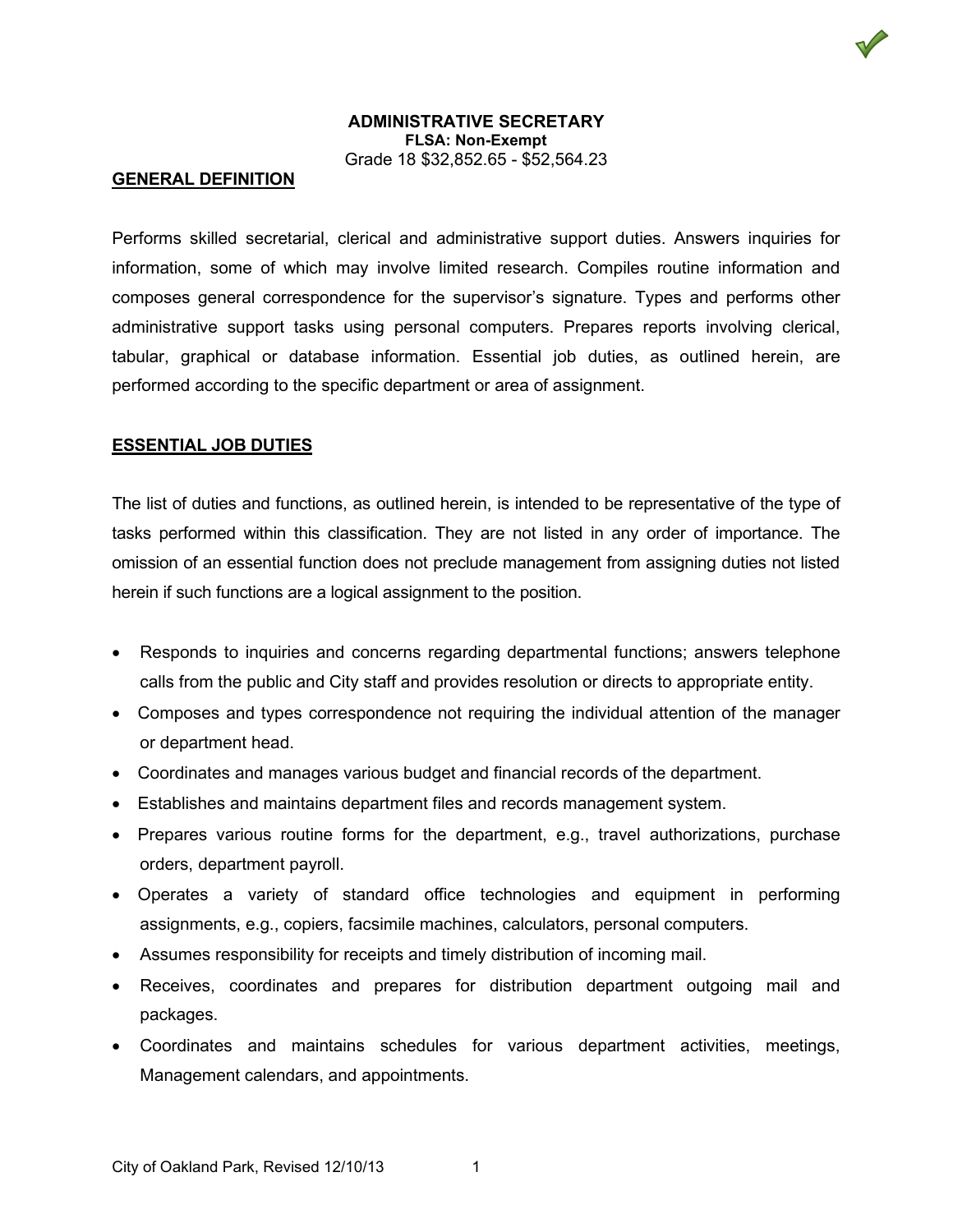# ADMINISTRATIVE SECRETARY

**FLSA: Non-Exempt**

Grade 18 $32,852.65 - $52,564.23

## GENERAL DEFINITION

Performs skilled secretarial, clerical and administrative support duties. Answers inquiries for information, some of which may involve limited research. Compiles routine information and composes general correspondence for the supervisor's signature. Types and performs other administrative support tasks using personal computers. Prepares reports involving clerical, tabular, graphical or database information. Essential job duties, as outlined herein, are performed according to the specific department or area of assignment.

## ESSENTIAL JOB DUTIES

The list of duties and functions, as outlined herein, is intended to be representative of the type of tasks performed within this classification. They are not listed in any order of importance. The omission of an essential function does not preclude management from assigning duties not listed herein if such functions are a logical assignment to the position.

- Responds to inquiries and concerns regarding departmental functions; answers telephone calls from the public and City staff and provides resolution or directs to appropriate entity.
- Composes and types correspondence not requiring the individual attention of the manager or department head.
- Coordinates and manages various budget and financial records of the department.
- Establishes and maintains department files and records management system.
- Prepares various routine forms for the department, e.g., travel authorizations, purchase orders, department payroll.
- Operates a variety of standard office technologies and equipment in performing assignments, e.g., copiers, facsimile machines, calculators, personal computers.
- Assumes responsibility for receipts and timely distribution of incoming mail.
- Receives, coordinates and prepares for distribution department outgoing mail and packages.
- Coordinates and maintains schedules for various department activities, meetings, Management calendars, and appointments.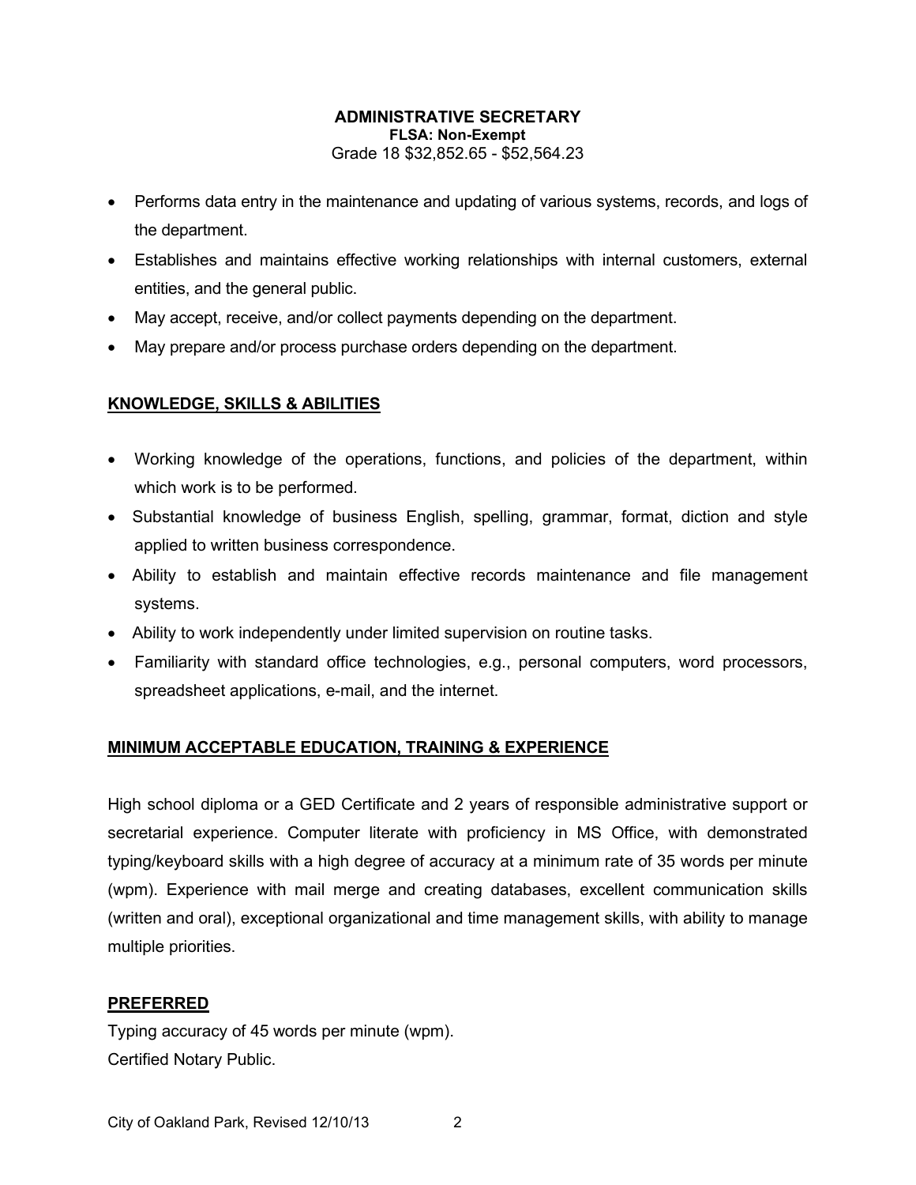**ADMINISTRATIVE SECRETARY**
**FLSA: Non-Exempt**
Grade 18 $32,852.65 - $52,564.23

- Performs data entry in the maintenance and updating of various systems, records, and logs of the department.
- Establishes and maintains effective working relationships with internal customers, external entities, and the general public.
- May accept, receive, and/or collect payments depending on the department.
- May prepare and/or process purchase orders depending on the department.

## KNOWLEDGE, SKILLS & ABILITIES

- Working knowledge of the operations, functions, and policies of the department, within which work is to be performed.
- Substantial knowledge of business English, spelling, grammar, format, diction and style applied to written business correspondence.
- Ability to establish and maintain effective records maintenance and file management systems.
- Ability to work independently under limited supervision on routine tasks.
- Familiarity with standard office technologies, e.g., personal computers, word processors, spreadsheet applications, e-mail, and the internet.

## MINIMUM ACCEPTABLE EDUCATION, TRAINING & EXPERIENCE

High school diploma or a GED Certificate and 2 years of responsible administrative support or secretarial experience. Computer literate with proficiency in MS Office, with demonstrated typing/keyboard skills with a high degree of accuracy at a minimum rate of 35 words per minute (wpm). Experience with mail merge and creating databases, excellent communication skills (written and oral), exceptional organizational and time management skills, with ability to manage multiple priorities.

## PREFERRED

Typing accuracy of 45 words per minute (wpm).
Certified Notary Public.

City of Oakland Park, Revised 12/10/13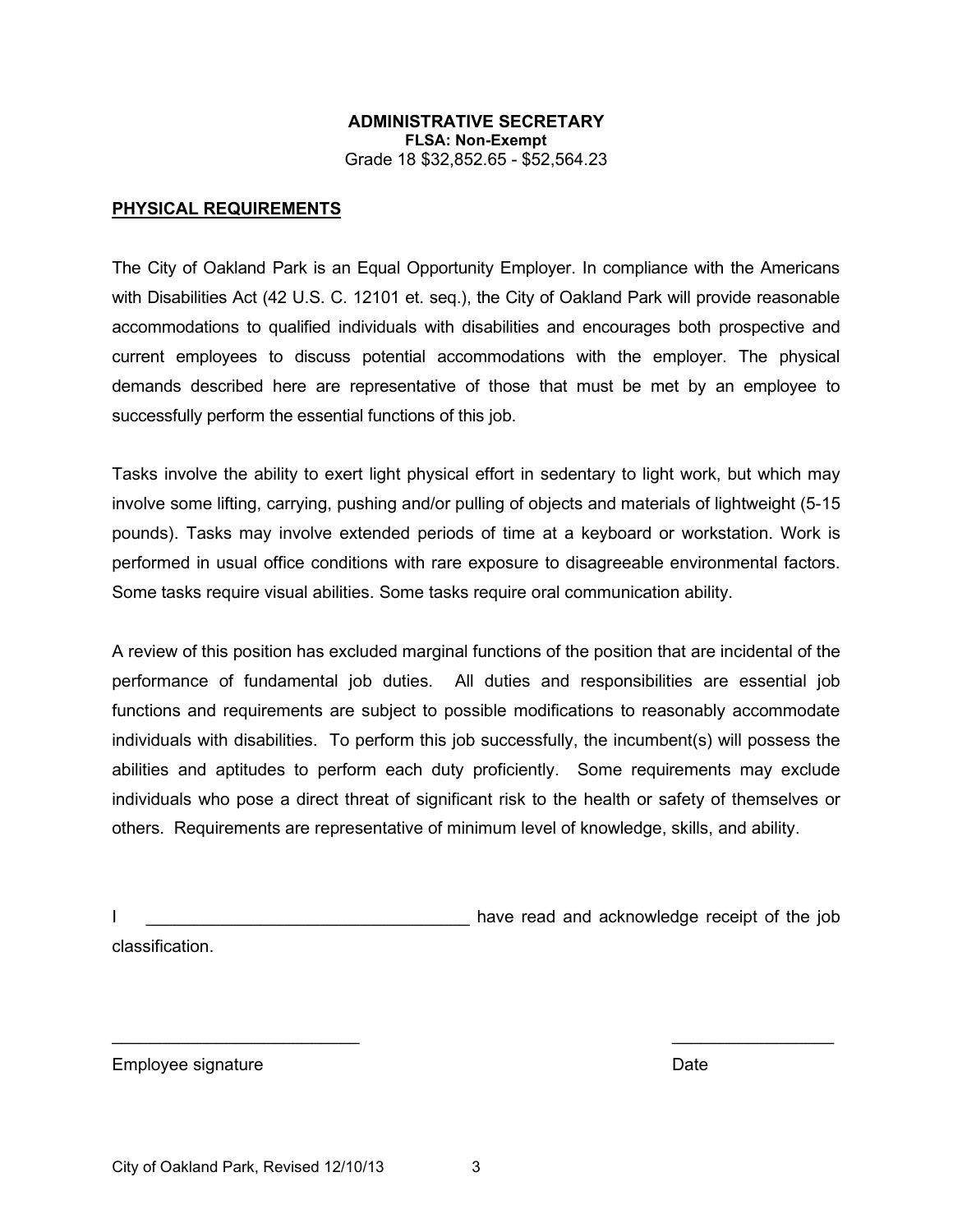**ADMINISTRATIVE SECRETARY**
**FLSA: Non-Exempt**
Grade 18 $32,852.65 - $52,564.23

## PHYSICAL REQUIREMENTS

The City of Oakland Park is an Equal Opportunity Employer. In compliance with the Americans with Disabilities Act (42 U.S. C. 12101 et. seq.), the City of Oakland Park will provide reasonable accommodations to qualified individuals with disabilities and encourages both prospective and current employees to discuss potential accommodations with the employer. The physical demands described here are representative of those that must be met by an employee to successfully perform the essential functions of this job.

Tasks involve the ability to exert light physical effort in sedentary to light work, but which may involve some lifting, carrying, pushing and/or pulling of objects and materials of lightweight (5-15 pounds). Tasks may involve extended periods of time at a keyboard or workstation. Work is performed in usual office conditions with rare exposure to disagreeable environmental factors. Some tasks require visual abilities. Some tasks require oral communication ability.

A review of this position has excluded marginal functions of the position that are incidental of the performance of fundamental job duties. All duties and responsibilities are essential job functions and requirements are subject to possible modifications to reasonably accommodate individuals with disabilities. To perform this job successfully, the incumbent(s) will possess the abilities and aptitudes to perform each duty proficiently. Some requirements may exclude individuals who pose a direct threat of significant risk to the health or safety of themselves or others. Requirements are representative of minimum level of knowledge, skills, and ability.

I __________________________________ have read and acknowledge receipt of the job classification.

___________________________ &nbsp;&nbsp;&nbsp;&nbsp;&nbsp;&nbsp;&nbsp;&nbsp;&nbsp;&nbsp;&nbsp;&nbsp;&nbsp;&nbsp;&nbsp;&nbsp;&nbsp;&nbsp;&nbsp;&nbsp; _________________

Employee signature &nbsp;&nbsp;&nbsp;&nbsp;&nbsp;&nbsp;&nbsp;&nbsp;&nbsp;&nbsp;&nbsp;&nbsp;&nbsp;&nbsp;&nbsp;&nbsp;&nbsp;&nbsp;&nbsp;&nbsp;&nbsp;&nbsp;&nbsp;&nbsp;&nbsp;&nbsp;&nbsp;&nbsp;&nbsp;&nbsp;&nbsp;&nbsp;&nbsp;&nbsp;&nbsp;&nbsp;&nbsp;&nbsp;&nbsp;&nbsp; Date

City of Oakland Park, Revised 12/10/13